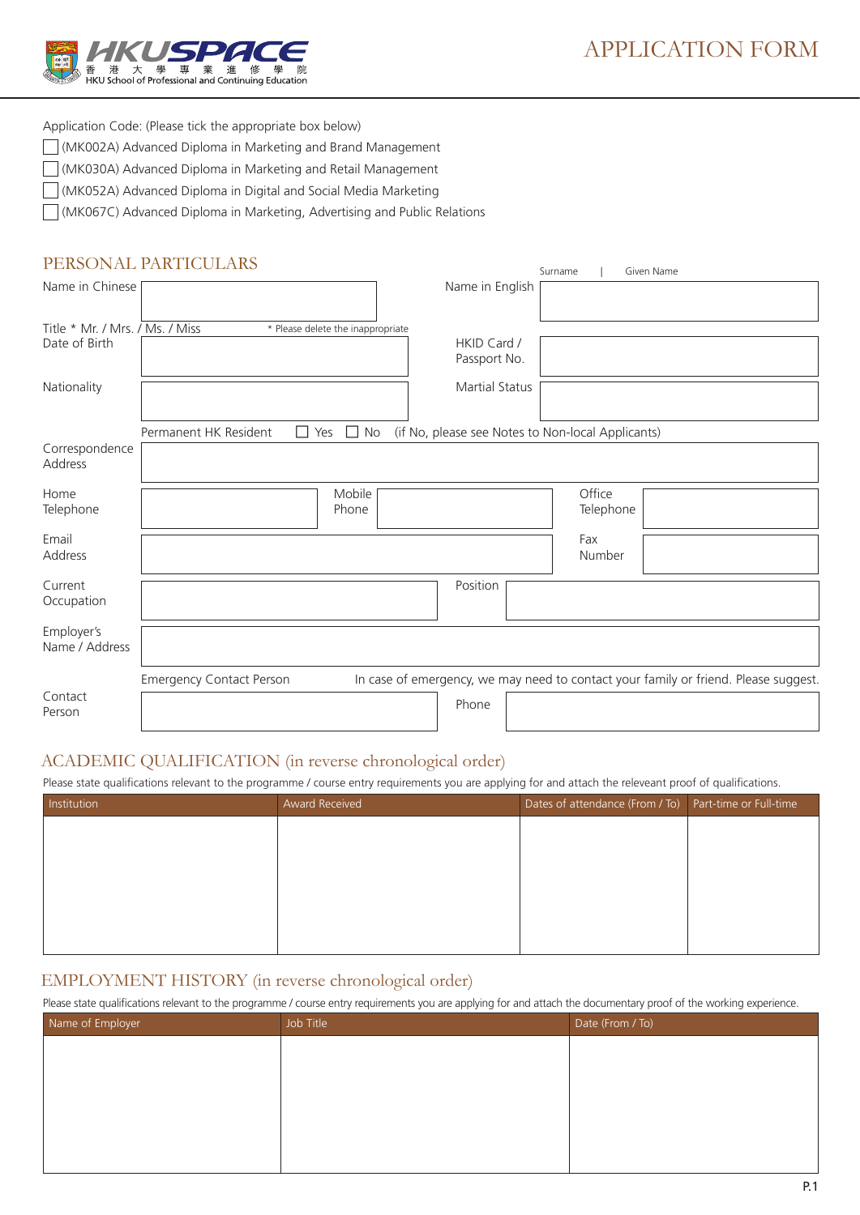HKUSPACE 香港大學專業進修學院 HKU School of Professional and Continuing Education

# APPLICATION FORM

Application Code: (Please tick the appropriate box below)

☐ (MK002A) Advanced Diploma in Marketing and Brand Management

☐ (MK030A) Advanced Diploma in Marketing and Retail Management

☐ (MK052A) Advanced Diploma in Digital and Social Media Marketing

☐ (MK067C) Advanced Diploma in Marketing, Advertising and Public Relations

## PERSONAL PARTICULARS

Name in Chinese: ____________ Name in English (Surname | Given Name): ____________

Title * Mr. / Mrs. / Ms. / Miss * Please delete the inappropriate

Date of Birth: ____________ HKID Card / Passport No.: ____________

Nationality: ____________ Martial Status: ____________

Permanent HK Resident ☐ Yes ☐ No (if No, please see Notes to Non-local Applicants)

Correspondence Address: ____________

Home Telephone: ____________ Mobile Phone: ____________ Office Telephone: ____________

Email Address: ____________ Fax Number: ____________

Current Occupation: ____________ Position: ____________

Employer's Name / Address: ____________

Emergency Contact Person In case of emergency, we may need to contact your family or friend. Please suggest.

Contact Person: ____________ Phone: ____________

## ACADEMIC QUALIFICATION (in reverse chronological order)

Please state qualifications relevant to the programme / course entry requirements you are applying for and attach the releveant proof of qualifications.

| Institution | Award Received | Dates of attendance (From / To) | Part-time or Full-time |
|---|---|---|---|
| | | | |

## EMPLOYMENT HISTORY (in reverse chronological order)

Please state qualifications relevant to the programme / course entry requirements you are applying for and attach the documentary proof of the working experience.

| Name of Employer | Job Title | Date (From / To) |
|---|---|---|
| | | |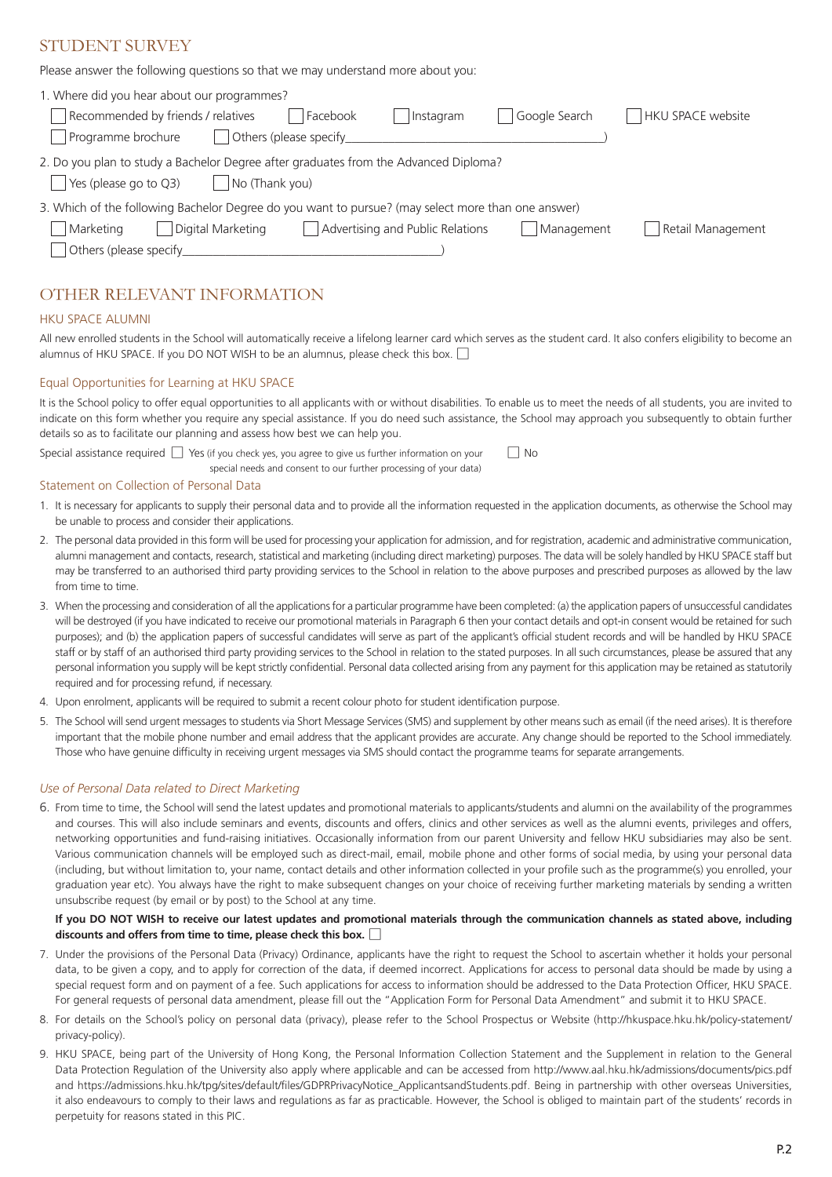## STUDENT SURVEY

Please answer the following questions so that we may understand more about you:

1. Where did you hear about our programmes?

☐ Recommended by friends / relatives ☐ Facebook ☐ Instagram ☐ Google Search ☐ HKU SPACE website

☐ Programme brochure ☐ Others (please specify\_\_\_\_\_\_\_\_\_\_\_\_\_\_\_\_\_\_\_\_\_\_\_\_\_\_\_\_\_\_\_\_\_\_\_\_\_\_\_\_)

2. Do you plan to study a Bachelor Degree after graduates from the Advanced Diploma?

☐ Yes (please go to Q3) ☐ No (Thank you)

3. Which of the following Bachelor Degree do you want to pursue? (may select more than one answer)

☐ Marketing ☐ Digital Marketing ☐ Advertising and Public Relations ☐ Management ☐ Retail Management

☐ Others (please specify\_\_\_\_\_\_\_\_\_\_\_\_\_\_\_\_\_\_\_\_\_\_\_\_\_\_\_\_\_\_\_\_\_\_\_\_\_\_\_\_)

## OTHER RELEVANT INFORMATION

### HKU SPACE ALUMNI

All new enrolled students in the School will automatically receive a lifelong learner card which serves as the student card. It also confers eligibility to become an alumnus of HKU SPACE. If you DO NOT WISH to be an alumnus, please check this box. ☐

### Equal Opportunities for Learning at HKU SPACE

It is the School policy to offer equal opportunities to all applicants with or without disabilities. To enable us to meet the needs of all students, you are invited to indicate on this form whether you require any special assistance. If you do need such assistance, the School may approach you subsequently to obtain further details so as to facilitate our planning and assess how best we can help you.

Special assistance required ☐ Yes (if you check yes, you agree to give us further information on your special needs and consent to our further processing of your data) ☐ No

### Statement on Collection of Personal Data

1. It is necessary for applicants to supply their personal data and to provide all the information requested in the application documents, as otherwise the School may be unable to process and consider their applications.
2. The personal data provided in this form will be used for processing your application for admission, and for registration, academic and administrative communication, alumni management and contacts, research, statistical and marketing (including direct marketing) purposes. The data will be solely handled by HKU SPACE staff but may be transferred to an authorised third party providing services to the School in relation to the above purposes and prescribed purposes as allowed by the law from time to time.
3. When the processing and consideration of all the applications for a particular programme have been completed: (a) the application papers of unsuccessful candidates will be destroyed (if you have indicated to receive our promotional materials in Paragraph 6 then your contact details and opt-in consent would be retained for such purposes); and (b) the application papers of successful candidates will serve as part of the applicant's official student records and will be handled by HKU SPACE staff or by staff of an authorised third party providing services to the School in relation to the stated purposes. In all such circumstances, please be assured that any personal information you supply will be kept strictly confidential. Personal data collected arising from any payment for this application may be retained as statutorily required and for processing refund, if necessary.
4. Upon enrolment, applicants will be required to submit a recent colour photo for student identification purpose.
5. The School will send urgent messages to students via Short Message Services (SMS) and supplement by other means such as email (if the need arises). It is therefore important that the mobile phone number and email address that the applicant provides are accurate. Any change should be reported to the School immediately. Those who have genuine difficulty in receiving urgent messages via SMS should contact the programme teams for separate arrangements.

### *Use of Personal Data related to Direct Marketing*

6. From time to time, the School will send the latest updates and promotional materials to applicants/students and alumni on the availability of the programmes and courses. This will also include seminars and events, discounts and offers, clinics and other services as well as the alumni events, privileges and offers, networking opportunities and fund-raising initiatives. Occasionally information from our parent University and fellow HKU subsidiaries may also be sent. Various communication channels will be employed such as direct-mail, email, mobile phone and other forms of social media, by using your personal data (including, but without limitation to, your name, contact details and other information collected in your profile such as the programme(s) you enrolled, your graduation year etc). You always have the right to make subsequent changes on your choice of receiving further marketing materials by sending a written unsubscribe request (by email or by post) to the School at any time.

   **If you DO NOT WISH to receive our latest updates and promotional materials through the communication channels as stated above, including discounts and offers from time to time, please check this box.** ☐

7. Under the provisions of the Personal Data (Privacy) Ordinance, applicants have the right to request the School to ascertain whether it holds your personal data, to be given a copy, and to apply for correction of the data, if deemed incorrect. Applications for access to personal data should be made by using a special request form and on payment of a fee. Such applications for access to information should be addressed to the Data Protection Officer, HKU SPACE. For general requests of personal data amendment, please fill out the "Application Form for Personal Data Amendment" and submit it to HKU SPACE.
8. For details on the School's policy on personal data (privacy), please refer to the School Prospectus or Website (http://hkuspace.hku.hk/policy-statement/privacy-policy).
9. HKU SPACE, being part of the University of Hong Kong, the Personal Information Collection Statement and the Supplement in relation to the General Data Protection Regulation of the University also apply where applicable and can be accessed from http://www.aal.hku.hk/admissions/documents/pics.pdf and https://admissions.hku.hk/tpg/sites/default/files/GDPRPrivacyNotice_ApplicantsandStudents.pdf. Being in partnership with other overseas Universities, it also endeavours to comply to their laws and regulations as far as practicable. However, the School is obliged to maintain part of the students' records in perpetuity for reasons stated in this PIC.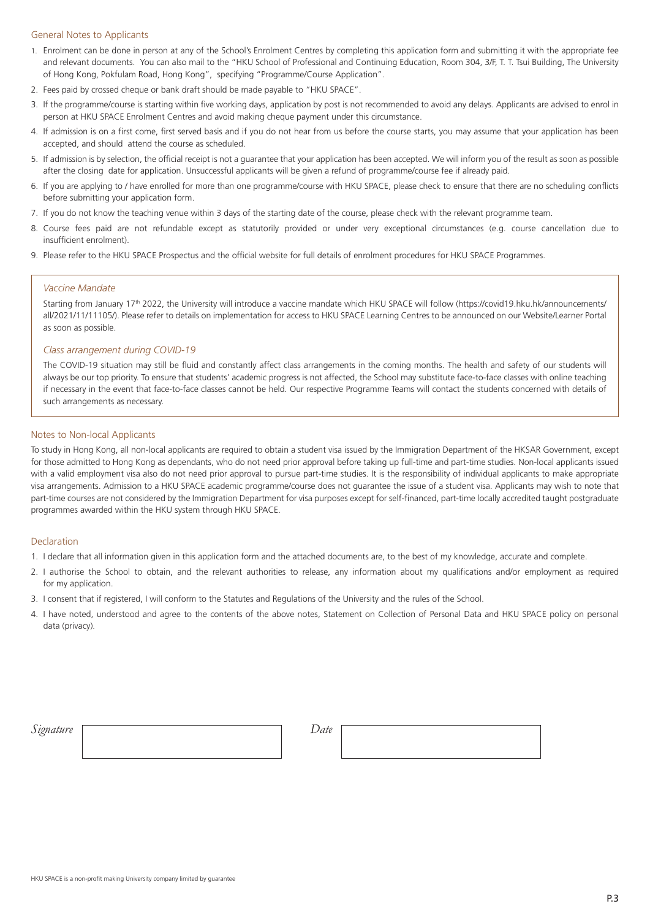## General Notes to Applicants

1. Enrolment can be done in person at any of the School's Enrolment Centres by completing this application form and submitting it with the appropriate fee and relevant documents. You can also mail to the "HKU School of Professional and Continuing Education, Room 304, 3/F, T. T. Tsui Building, The University of Hong Kong, Pokfulam Road, Hong Kong", specifying "Programme/Course Application".
2. Fees paid by crossed cheque or bank draft should be made payable to "HKU SPACE".
3. If the programme/course is starting within five working days, application by post is not recommended to avoid any delays. Applicants are advised to enrol in person at HKU SPACE Enrolment Centres and avoid making cheque payment under this circumstance.
4. If admission is on a first come, first served basis and if you do not hear from us before the course starts, you may assume that your application has been accepted, and should attend the course as scheduled.
5. If admission is by selection, the official receipt is not a guarantee that your application has been accepted. We will inform you of the result as soon as possible after the closing date for application. Unsuccessful applicants will be given a refund of programme/course fee if already paid.
6. If you are applying to / have enrolled for more than one programme/course with HKU SPACE, please check to ensure that there are no scheduling conflicts before submitting your application form.
7. If you do not know the teaching venue within 3 days of the starting date of the course, please check with the relevant programme team.
8. Course fees paid are not refundable except as statutorily provided or under very exceptional circumstances (e.g. course cancellation due to insufficient enrolment).
9. Please refer to the HKU SPACE Prospectus and the official website for full details of enrolment procedures for HKU SPACE Programmes.

*Vaccine Mandate*

Starting from January 17th 2022, the University will introduce a vaccine mandate which HKU SPACE will follow (https://covid19.hku.hk/announcements/all/2021/11/11105/). Please refer to details on implementation for access to HKU SPACE Learning Centres to be announced on our Website/Learner Portal as soon as possible.

*Class arrangement during COVID-19*

The COVID-19 situation may still be fluid and constantly affect class arrangements in the coming months. The health and safety of our students will always be our top priority. To ensure that students' academic progress is not affected, the School may substitute face-to-face classes with online teaching if necessary in the event that face-to-face classes cannot be held. Our respective Programme Teams will contact the students concerned with details of such arrangements as necessary.

## Notes to Non-local Applicants

To study in Hong Kong, all non-local applicants are required to obtain a student visa issued by the Immigration Department of the HKSAR Government, except for those admitted to Hong Kong as dependants, who do not need prior approval before taking up full-time and part-time studies. Non-local applicants issued with a valid employment visa also do not need prior approval to pursue part-time studies. It is the responsibility of individual applicants to make appropriate visa arrangements. Admission to a HKU SPACE academic programme/course does not guarantee the issue of a student visa. Applicants may wish to note that part-time courses are not considered by the Immigration Department for visa purposes except for self-financed, part-time locally accredited taught postgraduate programmes awarded within the HKU system through HKU SPACE.

## Declaration

1. I declare that all information given in this application form and the attached documents are, to the best of my knowledge, accurate and complete.
2. I authorise the School to obtain, and the relevant authorities to release, any information about my qualifications and/or employment as required for my application.
3. I consent that if registered, I will conform to the Statutes and Regulations of the University and the rules of the School.
4. I have noted, understood and agree to the contents of the above notes, Statement on Collection of Personal Data and HKU SPACE policy on personal data (privacy).

*Signature* ______________________ *Date* ______________________

HKU SPACE is a non-profit making University company limited by guarantee